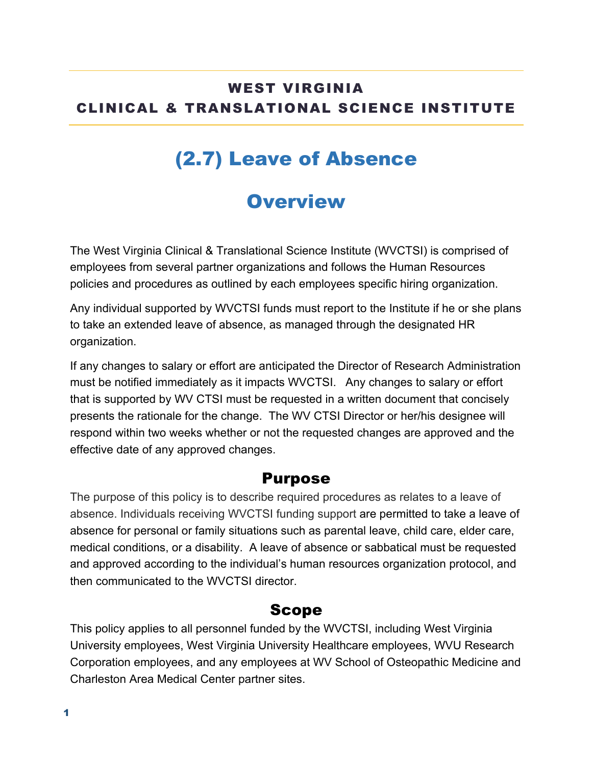**WEST VIRGINIA**
**CLINICAL & TRANSLATIONAL SCIENCE INSTITUTE**

# (2.7) Leave of Absence

## Overview

The West Virginia Clinical & Translational Science Institute (WVCTSI) is comprised of employees from several partner organizations and follows the Human Resources policies and procedures as outlined by each employees specific hiring organization.

Any individual supported by WVCTSI funds must report to the Institute if he or she plans to take an extended leave of absence, as managed through the designated HR organization.

If any changes to salary or effort are anticipated the Director of Research Administration must be notified immediately as it impacts WVCTSI. Any changes to salary or effort that is supported by WV CTSI must be requested in a written document that concisely presents the rationale for the change. The WV CTSI Director or her/his designee will respond within two weeks whether or not the requested changes are approved and the effective date of any approved changes.

### Purpose

The purpose of this policy is to describe required procedures as relates to a leave of absence. Individuals receiving WVCTSI funding support are permitted to take a leave of absence for personal or family situations such as parental leave, child care, elder care, medical conditions, or a disability. A leave of absence or sabbatical must be requested and approved according to the individual's human resources organization protocol, and then communicated to the WVCTSI director.

### Scope

This policy applies to all personnel funded by the WVCTSI, including West Virginia University employees, West Virginia University Healthcare employees, WVU Research Corporation employees, and any employees at WV School of Osteopathic Medicine and Charleston Area Medical Center partner sites.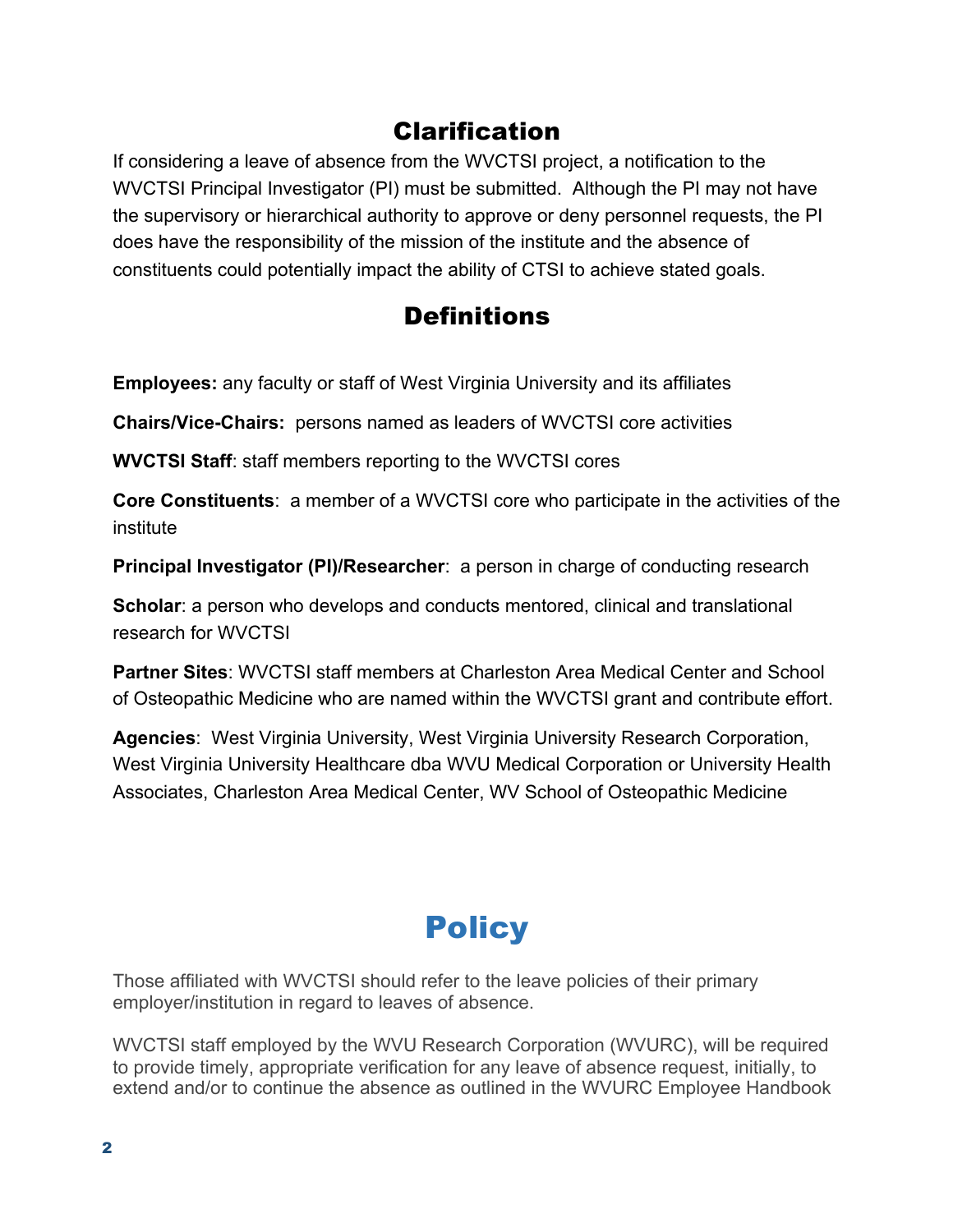## Clarification

If considering a leave of absence from the WVCTSI project, a notification to the WVCTSI Principal Investigator (PI) must be submitted. Although the PI may not have the supervisory or hierarchical authority to approve or deny personnel requests, the PI does have the responsibility of the mission of the institute and the absence of constituents could potentially impact the ability of CTSI to achieve stated goals.

## Definitions

**Employees:** any faculty or staff of West Virginia University and its affiliates

**Chairs/Vice-Chairs:** persons named as leaders of WVCTSI core activities

**WVCTSI Staff**: staff members reporting to the WVCTSI cores

**Core Constituents**: a member of a WVCTSI core who participate in the activities of the institute

**Principal Investigator (PI)/Researcher**: a person in charge of conducting research

**Scholar**: a person who develops and conducts mentored, clinical and translational research for WVCTSI

**Partner Sites**: WVCTSI staff members at Charleston Area Medical Center and School of Osteopathic Medicine who are named within the WVCTSI grant and contribute effort.

**Agencies**: West Virginia University, West Virginia University Research Corporation, West Virginia University Healthcare dba WVU Medical Corporation or University Health Associates, Charleston Area Medical Center, WV School of Osteopathic Medicine

# Policy

Those affiliated with WVCTSI should refer to the leave policies of their primary employer/institution in regard to leaves of absence.

WVCTSI staff employed by the WVU Research Corporation (WVURC), will be required to provide timely, appropriate verification for any leave of absence request, initially, to extend and/or to continue the absence as outlined in the WVURC Employee Handbook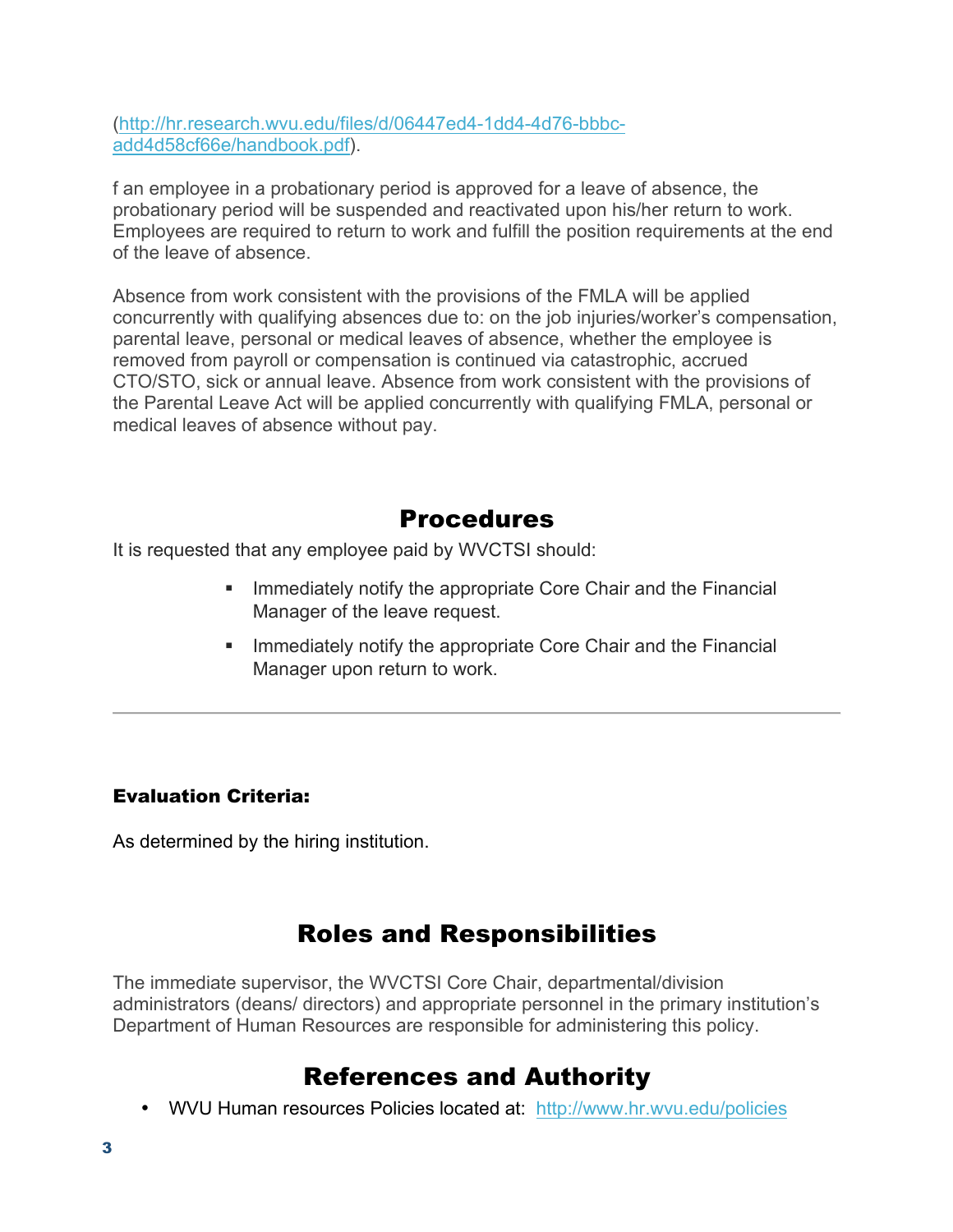(http://hr.research.wvu.edu/files/d/06447ed4-1dd4-4d76-bbbc-add4d58cf66e/handbook.pdf).

f an employee in a probationary period is approved for a leave of absence, the probationary period will be suspended and reactivated upon his/her return to work. Employees are required to return to work and fulfill the position requirements at the end of the leave of absence.

Absence from work consistent with the provisions of the FMLA will be applied concurrently with qualifying absences due to: on the job injuries/worker's compensation, parental leave, personal or medical leaves of absence, whether the employee is removed from payroll or compensation is continued via catastrophic, accrued CTO/STO, sick or annual leave. Absence from work consistent with the provisions of the Parental Leave Act will be applied concurrently with qualifying FMLA, personal or medical leaves of absence without pay.

## Procedures

It is requested that any employee paid by WVCTSI should:

- Immediately notify the appropriate Core Chair and the Financial Manager of the leave request.
- Immediately notify the appropriate Core Chair and the Financial Manager upon return to work.

---

**Evaluation Criteria:**

As determined by the hiring institution.

## Roles and Responsibilities

The immediate supervisor, the WVCTSI Core Chair, departmental/division administrators (deans/ directors) and appropriate personnel in the primary institution's Department of Human Resources are responsible for administering this policy.

## References and Authority

- WVU Human resources Policies located at: http://www.hr.wvu.edu/policies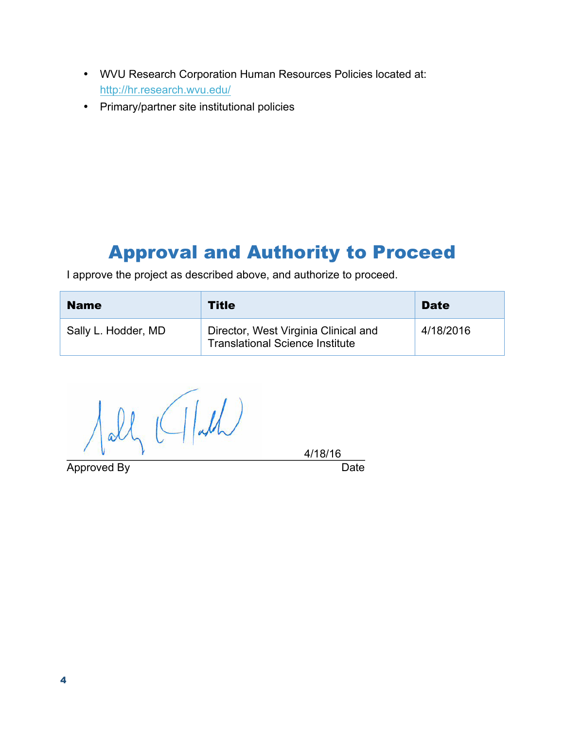- WVU Research Corporation Human Resources Policies located at: http://hr.research.wvu.edu/
- Primary/partner site institutional policies

# Approval and Authority to Proceed

I approve the project as described above, and authorize to proceed.

| Name | Title | Date |
|---|---|---|
| Sally L. Hodder, MD | Director, West Virginia Clinical and Translational Science Institute | 4/18/2016 |

4/18/16

Approved By — Date